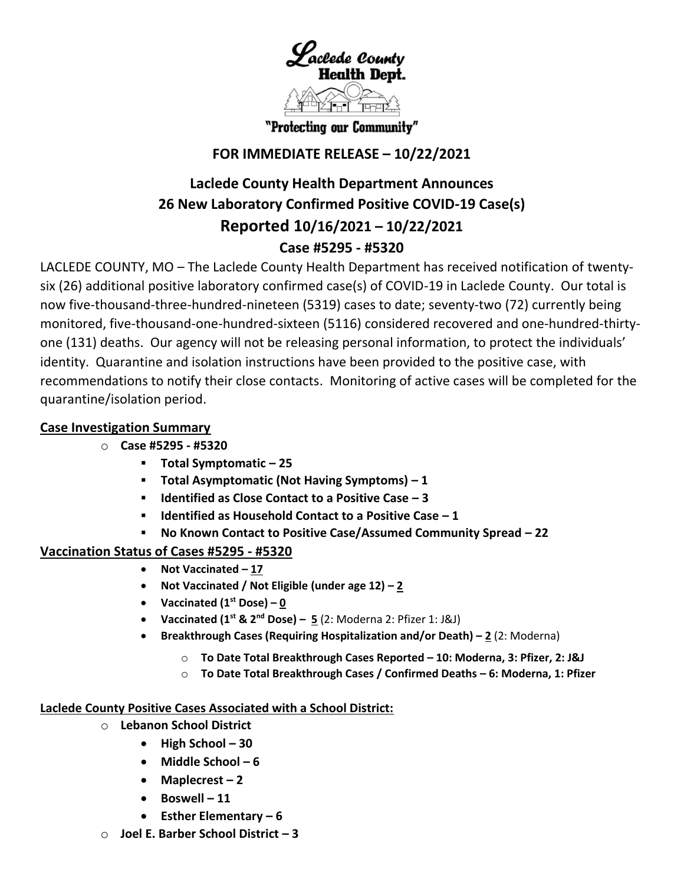Laclede County Health Dept.

"Protecting our Community"

**FOR IMMEDIATE RELEASE – 10/22/2021**

# Laclede County Health Department Announces 26 New Laboratory Confirmed Positive COVID-19 Case(s)

## Reported 10/16/2021 – 10/22/2021

## Case #5295 - #5320

LACLEDE COUNTY, MO – The Laclede County Health Department has received notification of twenty-six (26) additional positive laboratory confirmed case(s) of COVID-19 in Laclede County. Our total is now five-thousand-three-hundred-nineteen (5319) cases to date; seventy-two (72) currently being monitored, five-thousand-one-hundred-sixteen (5116) considered recovered and one-hundred-thirty-one (131) deaths. Our agency will not be releasing personal information, to protect the individuals' identity. Quarantine and isolation instructions have been provided to the positive case, with recommendations to notify their close contacts. Monitoring of active cases will be completed for the quarantine/isolation period.

**Case Investigation Summary**

- **Case #5295 - #5320**
  - **Total Symptomatic – 25**
  - **Total Asymptomatic (Not Having Symptoms) – 1**
  - **Identified as Close Contact to a Positive Case – 3**
  - **Identified as Household Contact to a Positive Case – 1**
  - **No Known Contact to Positive Case/Assumed Community Spread – 22**

**Vaccination Status of Cases #5295 - #5320**

- **Not Vaccinated – 17**
- **Not Vaccinated / Not Eligible (under age 12) – 2**
- **Vaccinated (1st Dose) – 0**
- **Vaccinated (1st & 2nd Dose) – 5** (2: Moderna 2: Pfizer 1: J&J)
- **Breakthrough Cases (Requiring Hospitalization and/or Death) – 2** (2: Moderna)
  - **To Date Total Breakthrough Cases Reported – 10: Moderna, 3: Pfizer, 2: J&J**
  - **To Date Total Breakthrough Cases / Confirmed Deaths – 6: Moderna, 1: Pfizer**

**Laclede County Positive Cases Associated with a School District:**

- **Lebanon School District**
  - **High School – 30**
  - **Middle School – 6**
  - **Maplecrest – 2**
  - **Boswell – 11**
  - **Esther Elementary – 6**
- **Joel E. Barber School District – 3**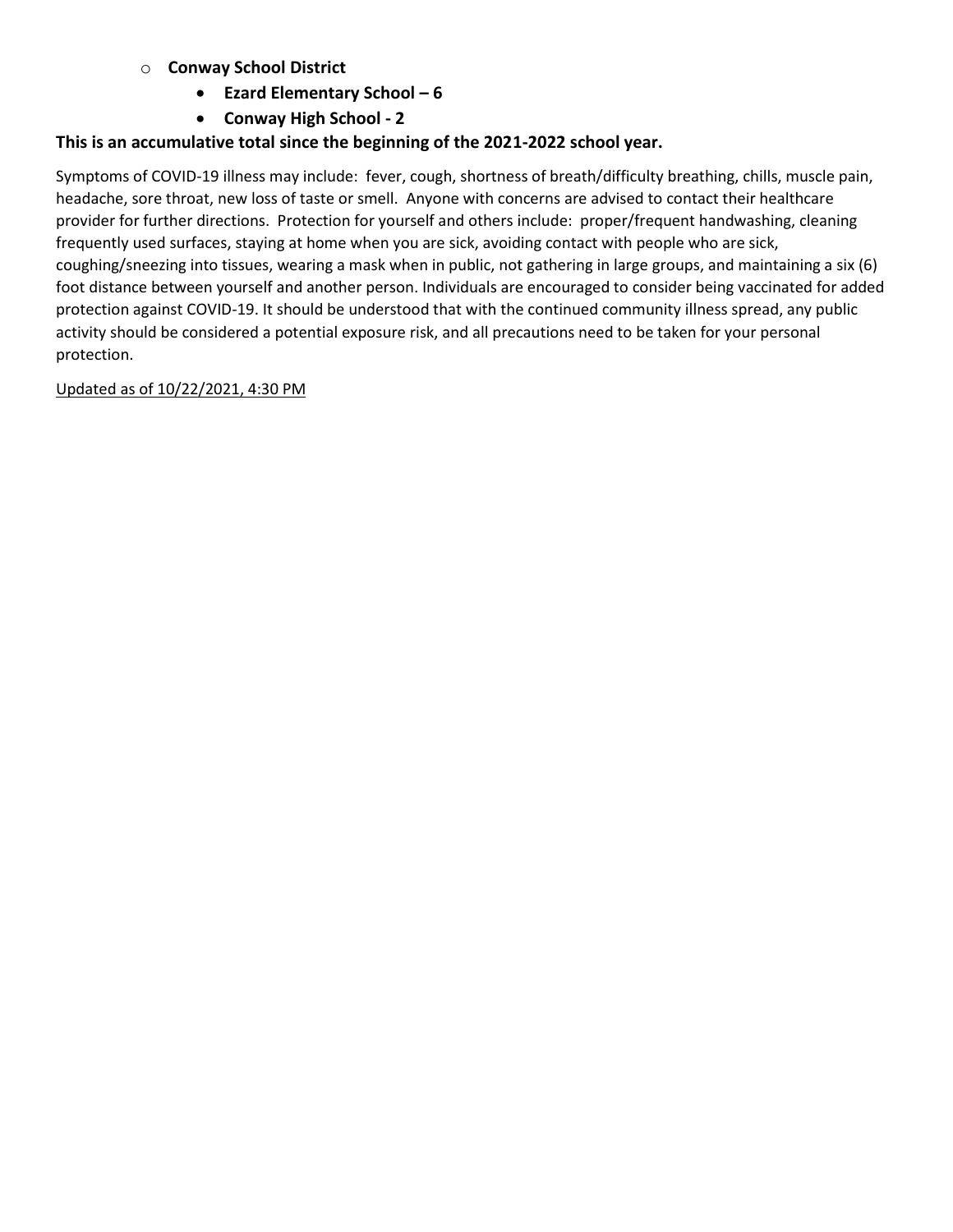- **Conway School District**
  - **Ezard Elementary School – 6**
  - **Conway High School - 2**

**This is an accumulative total since the beginning of the 2021-2022 school year.**

Symptoms of COVID-19 illness may include: fever, cough, shortness of breath/difficulty breathing, chills, muscle pain, headache, sore throat, new loss of taste or smell. Anyone with concerns are advised to contact their healthcare provider for further directions. Protection for yourself and others include: proper/frequent handwashing, cleaning frequently used surfaces, staying at home when you are sick, avoiding contact with people who are sick, coughing/sneezing into tissues, wearing a mask when in public, not gathering in large groups, and maintaining a six (6) foot distance between yourself and another person. Individuals are encouraged to consider being vaccinated for added protection against COVID-19. It should be understood that with the continued community illness spread, any public activity should be considered a potential exposure risk, and all precautions need to be taken for your personal protection.

Updated as of 10/22/2021, 4:30 PM